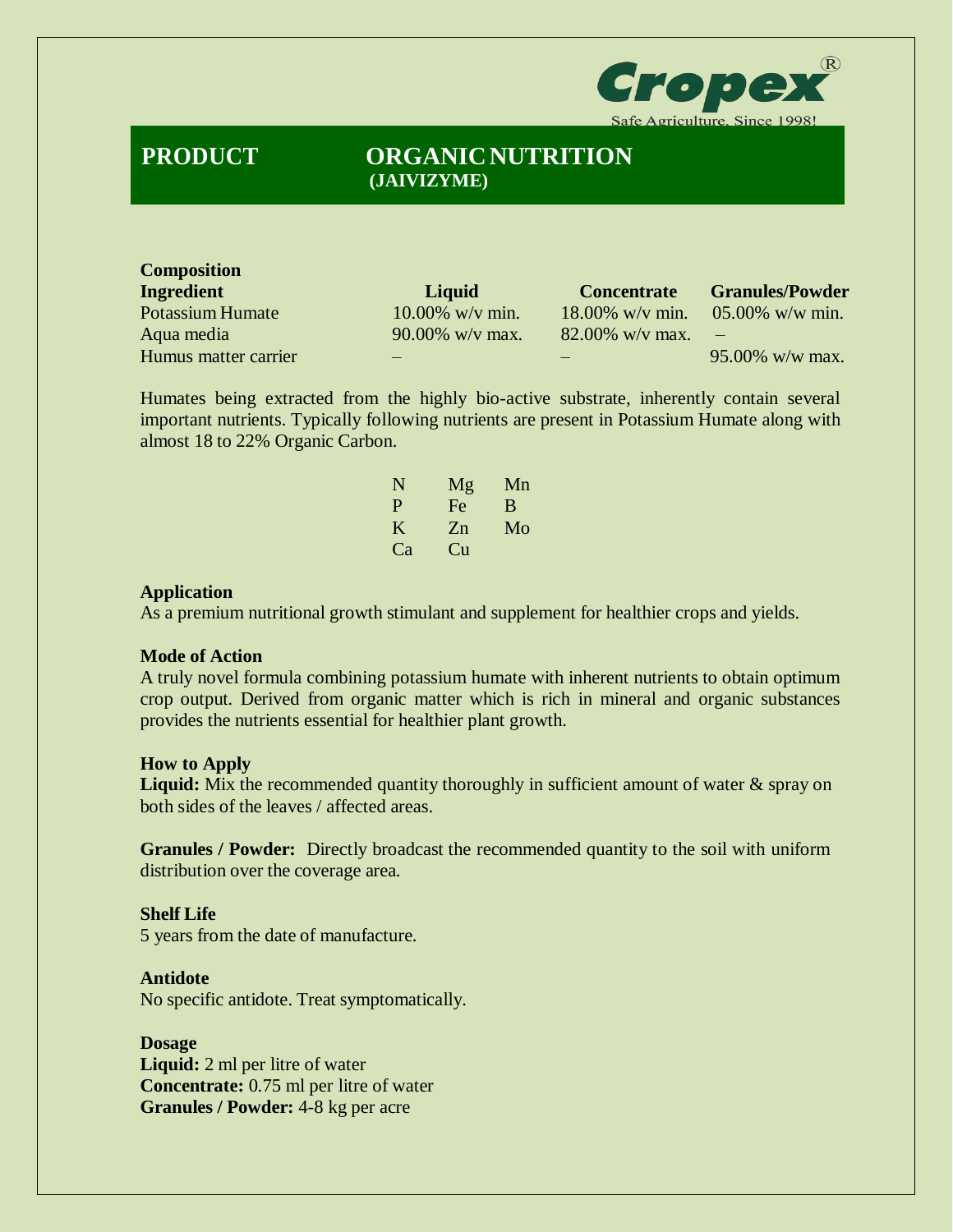Cropex®

Safe Agriculture, Since 1998!

# PRODUCT ORGANIC NUTRITION (JAIVIZYME)

**Composition**

| Ingredient | Liquid | Concentrate | Granules/Powder |
|---|---|---|---|
| Potassium Humate | 10.00% w/v min. | 18.00% w/v min. | 05.00% w/w min. |
| Aqua media | 90.00% w/v max. | 82.00% w/v max. | – |
| Humus matter carrier | – | – | 95.00% w/w max. |

Humates being extracted from the highly bio-active substrate, inherently contain several important nutrients. Typically following nutrients are present in Potassium Humate along with almost 18 to 22% Organic Carbon.

| | | |
|---|---|---|
| N | Mg | Mn |
| P | Fe | B |
| K | Zn | Mo |
| Ca | Cu | |

**Application**

As a premium nutritional growth stimulant and supplement for healthier crops and yields.

**Mode of Action**

A truly novel formula combining potassium humate with inherent nutrients to obtain optimum crop output. Derived from organic matter which is rich in mineral and organic substances provides the nutrients essential for healthier plant growth.

**How to Apply**

**Liquid:** Mix the recommended quantity thoroughly in sufficient amount of water & spray on both sides of the leaves / affected areas.

**Granules / Powder:** Directly broadcast the recommended quantity to the soil with uniform distribution over the coverage area.

**Shelf Life**

5 years from the date of manufacture.

**Antidote**

No specific antidote. Treat symptomatically.

**Dosage**

**Liquid:** 2 ml per litre of water
**Concentrate:** 0.75 ml per litre of water
**Granules / Powder:** 4-8 kg per acre